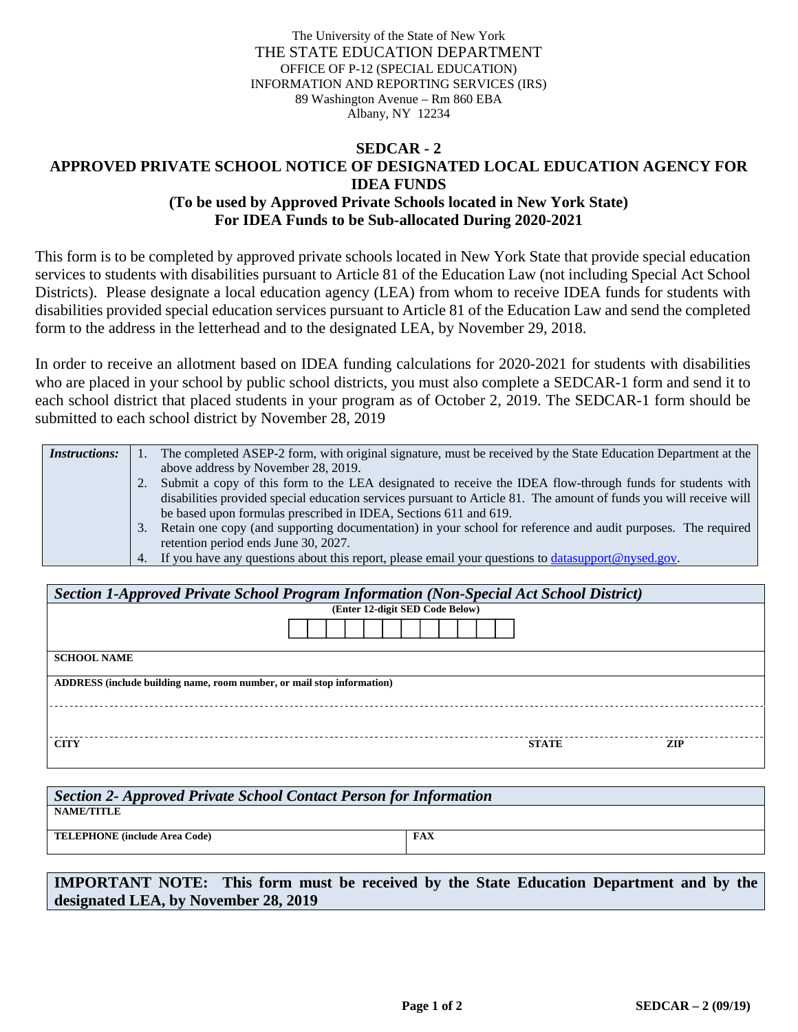The University of the State of New York
THE STATE EDUCATION DEPARTMENT
OFFICE OF P-12 (SPECIAL EDUCATION)
INFORMATION AND REPORTING SERVICES (IRS)
89 Washington Avenue – Rm 860 EBA
Albany, NY 12234

# SEDCAR - 2
# APPROVED PRIVATE SCHOOL NOTICE OF DESIGNATED LOCAL EDUCATION AGENCY FOR IDEA FUNDS
## (To be used by Approved Private Schools located in New York State)
## For IDEA Funds to be Sub-allocated During 2020-2021

This form is to be completed by approved private schools located in New York State that provide special education services to students with disabilities pursuant to Article 81 of the Education Law (not including Special Act School Districts). Please designate a local education agency (LEA) from whom to receive IDEA funds for students with disabilities provided special education services pursuant to Article 81 of the Education Law and send the completed form to the address in the letterhead and to the designated LEA, by November 29, 2018.

In order to receive an allotment based on IDEA funding calculations for 2020-2021 for students with disabilities who are placed in your school by public school districts, you must also complete a SEDCAR-1 form and send it to each school district that placed students in your program as of October 2, 2019. The SEDCAR-1 form should be submitted to each school district by November 28, 2019

***Instructions:***

1. The completed ASEP-2 form, with original signature, must be received by the State Education Department at the above address by November 28, 2019.
2. Submit a copy of this form to the LEA designated to receive the IDEA flow-through funds for students with disabilities provided special education services pursuant to Article 81. The amount of funds you will receive will be based upon formulas prescribed in IDEA, Sections 611 and 619.
3. Retain one copy (and supporting documentation) in your school for reference and audit purposes. The required retention period ends June 30, 2027.
4. If you have any questions about this report, please email your questions to datasupport@nysed.gov.

| ***Section 1-Approved Private School Program Information (Non-Special Act School District)*** | | |
|---|---|---|
| **(Enter 12-digit SED Code Below)** | | |
| **SCHOOL NAME** | | |
| **ADDRESS (include building name, room number, or mail stop information)** | | |
| **CITY** | **STATE** | **ZIP** |

| ***Section 2- Approved Private School Contact Person for Information*** | |
|---|---|
| **NAME/TITLE** | |
| **TELEPHONE (include Area Code)** | **FAX** |

**IMPORTANT NOTE: This form must be received by the State Education Department and by the designated LEA, by November 28, 2019**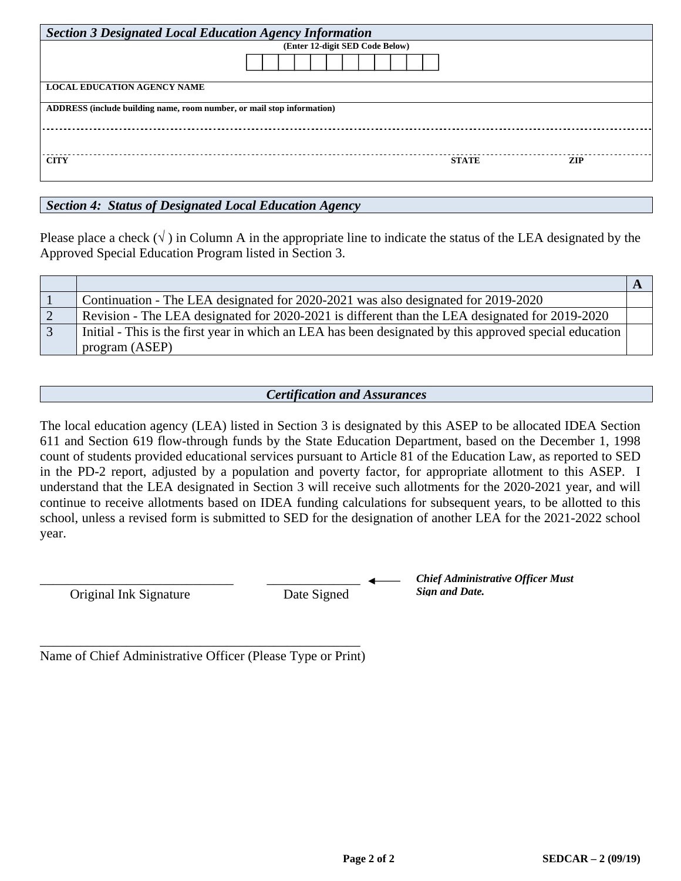## *Section 3 Designated Local Education Agency Information*

**(Enter 12-digit SED Code Below)**

| | | | | | | | | | | | |
|---|---|---|---|---|---|---|---|---|---|---|---|
| | | | | | | | | | | | |

**LOCAL EDUCATION AGENCY NAME**

**ADDRESS (include building name, room number, or mail stop information)**

**CITY** **STATE** **ZIP**

## *Section 4: Status of Designated Local Education Agency*

Please place a check (√ ) in Column A in the appropriate line to indicate the status of the LEA designated by the Approved Special Education Program listed in Section 3.

| | | A |
|---|---|---|
| 1 | Continuation - The LEA designated for 2020-2021 was also designated for 2019-2020 | |
| 2 | Revision - The LEA designated for 2020-2021 is different than the LEA designated for 2019-2020 | |
| 3 | Initial - This is the first year in which an LEA has been designated by this approved special education program (ASEP) | |

## *Certification and Assurances*

The local education agency (LEA) listed in Section 3 is designated by this ASEP to be allocated IDEA Section 611 and Section 619 flow-through funds by the State Education Department, based on the December 1, 1998 count of students provided educational services pursuant to Article 81 of the Education Law, as reported to SED in the PD-2 report, adjusted by a population and poverty factor, for appropriate allotment to this ASEP. I understand that the LEA designated in Section 3 will receive such allotments for the 2020-2021 year, and will continue to receive allotments based on IDEA funding calculations for subsequent years, to be allotted to this school, unless a revised form is submitted to SED for the designation of another LEA for the 2021-2022 school year.

_____________________________ Original Ink Signature

______________ Date Signed

***Chief Administrative Officer Must Sign and Date.***

________________________________________________
Name of Chief Administrative Officer (Please Type or Print)

SEDCAR – 2 (09/19)